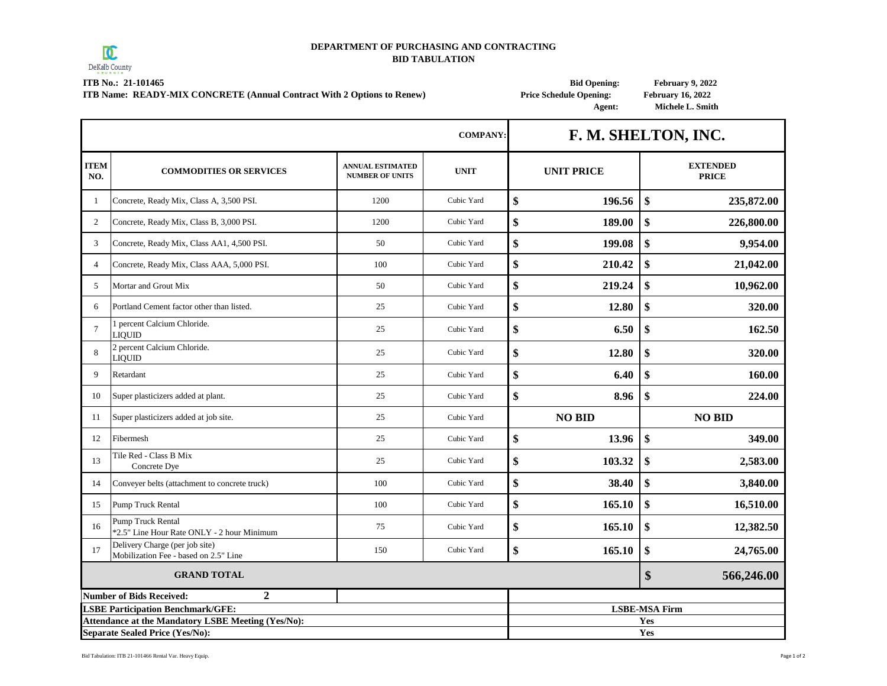DeKalb County

**DEPARTMENT OF PURCHASING AND CONTRACTING**
**BID TABULATION**

**ITB No.: 21-101465**
**ITB Name: READY-MIX CONCRETE (Annual Contract With 2 Options to Renew)**

**Bid Opening:** February 9, 2022
**Price Schedule Opening:** February 16, 2022
**Agent:** Michele L. Smith

| | | | **COMPANY:** | **F. M. SHELTON, INC.** | |
|---|---|---|---|---|---|
| **ITEM NO.** | **COMMODITIES OR SERVICES** | **ANNUAL ESTIMATED NUMBER OF UNITS** | **UNIT** | **UNIT PRICE** | **EXTENDED PRICE** |
| 1 | Concrete, Ready Mix, Class A, 3,500 PSI. | 1200 | Cubic Yard | $ 196.56 | $ 235,872.00 |
| 2 | Concrete, Ready Mix, Class B, 3,000 PSI. | 1200 | Cubic Yard | $ 189.00 | $ 226,800.00 |
| 3 | Concrete, Ready Mix, Class AA1, 4,500 PSI. | 50 | Cubic Yard | $ 199.08 | $ 9,954.00 |
| 4 | Concrete, Ready Mix, Class AAA, 5,000 PSI. | 100 | Cubic Yard | $ 210.42 | $ 21,042.00 |
| 5 | Mortar and Grout Mix | 50 | Cubic Yard | $ 219.24 | $ 10,962.00 |
| 6 | Portland Cement factor other than listed. | 25 | Cubic Yard | $ 12.80 | $ 320.00 |
| 7 | 1 percent Calcium Chloride. LIQUID | 25 | Cubic Yard | $ 6.50 | $ 162.50 |
| 8 | 2 percent Calcium Chloride. LIQUID | 25 | Cubic Yard | $ 12.80 | $ 320.00 |
| 9 | Retardant | 25 | Cubic Yard | $ 6.40 | $ 160.00 |
| 10 | Super plasticizers added at plant. | 25 | Cubic Yard | $ 8.96 | $ 224.00 |
| 11 | Super plasticizers added at job site. | 25 | Cubic Yard | NO BID | NO BID |
| 12 | Fibermesh | 25 | Cubic Yard | $ 13.96 | $ 349.00 |
| 13 | Tile Red - Class B Mix Concrete Dye | 25 | Cubic Yard | $ 103.32 | $ 2,583.00 |
| 14 | Conveyer belts (attachment to concrete truck) | 100 | Cubic Yard | $ 38.40 | $ 3,840.00 |
| 15 | Pump Truck Rental | 100 | Cubic Yard | $ 165.10 | $ 16,510.00 |
| 16 | Pump Truck Rental *2.5" Line Hour Rate ONLY - 2 hour Minimum | 75 | Cubic Yard | $ 165.10 | $ 12,382.50 |
| 17 | Delivery Charge (per job site) Mobilization Fee - based on 2.5" Line | 150 | Cubic Yard | $ 165.10 | $ 24,765.00 |
| | **GRAND TOTAL** | | | | **$ 566,246.00** |
| **Number of Bids Received:** | **2** | | | | |
| **LSBE Participation Benchmark/GFE:** | | | | **LSBE-MSA Firm** | |
| **Attendance at the Mandatory LSBE Meeting (Yes/No):** | | | | **Yes** | |
| **Separate Sealed Price (Yes/No):** | | | | **Yes** | |

Bid Tabulation: ITB 21-101466 Rental Var. Heavy Equip.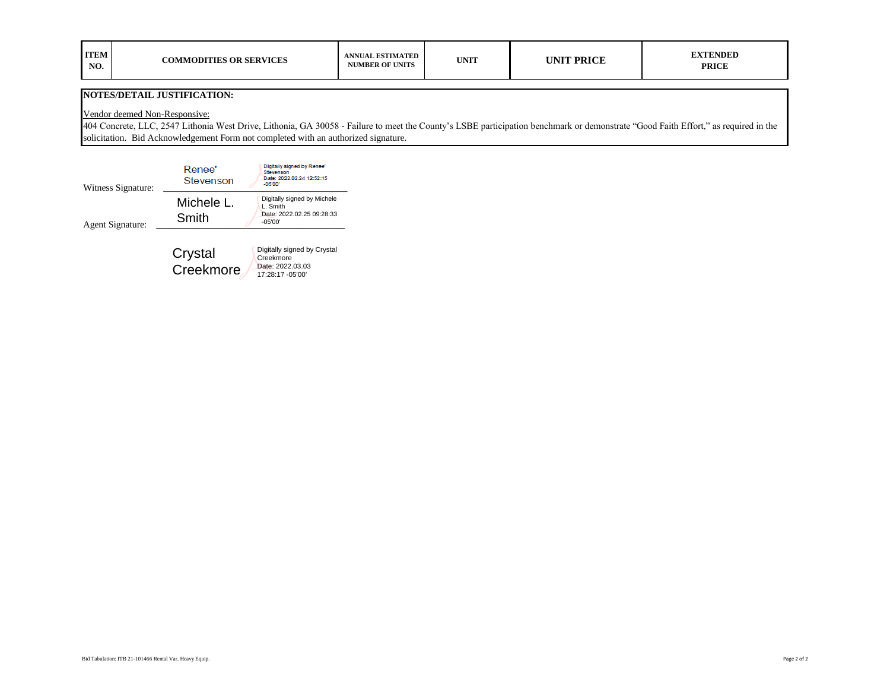| ITEM NO. | COMMODITIES OR SERVICES | ANNUAL ESTIMATED NUMBER OF UNITS | UNIT | UNIT PRICE | EXTENDED PRICE |
|---|---|---|---|---|---|

**NOTES/DETAIL JUSTIFICATION:**

Vendor deemed Non-Responsive:

404 Concrete, LLC, 2547 Lithonia West Drive, Lithonia, GA 30058 - Failure to meet the County's LSBE participation benchmark or demonstrate "Good Faith Effort," as required in the solicitation. Bid Acknowledgement Form not completed with an authorized signature.

Witness Signature: Renee' Stevenson — Digitally signed by Renee' Stevenson Date: 2022.02.24 12:52:15 -05'00'

Agent Signature: Michele L. Smith — Digitally signed by Michele L. Smith Date: 2022.02.25 09:28:33 -05'00'

Crystal Creekmore — Digitally signed by Crystal Creekmore Date: 2022.03.03 17:28:17 -05'00'

Bid Tabulation: ITB 21-101466 Rental Var. Heavy Equip.